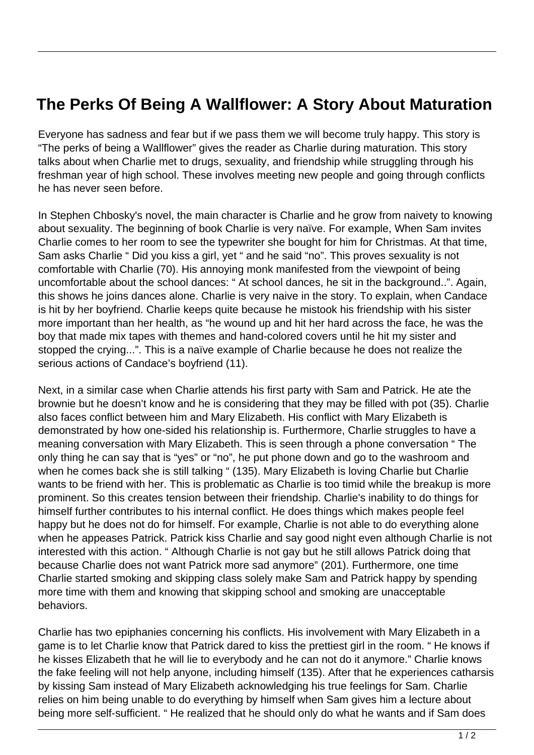# The Perks Of Being A Wallflower: A Story About Maturation

Everyone has sadness and fear but if we pass them we will become truly happy. This story is "The perks of being a Wallflower" gives the reader as Charlie during maturation. This story talks about when Charlie met to drugs, sexuality, and friendship while struggling through his freshman year of high school. These involves meeting new people and going through conflicts he has never seen before.

In Stephen Chbosky's novel, the main character is Charlie and he grow from naivety to knowing about sexuality. The beginning of book Charlie is very naïve. For example, When Sam invites Charlie comes to her room to see the typewriter she bought for him for Christmas. At that time, Sam asks Charlie " Did you kiss a girl, yet " and he said "no". This proves sexuality is not comfortable with Charlie (70). His annoying monk manifested from the viewpoint of being uncomfortable about the school dances: " At school dances, he sit in the background..". Again, this shows he joins dances alone. Charlie is very naive in the story. To explain, when Candace is hit by her boyfriend. Charlie keeps quite because he mistook his friendship with his sister more important than her health, as "he wound up and hit her hard across the face, he was the boy that made mix tapes with themes and hand-colored covers until he hit my sister and stopped the crying...". This is a naïve example of Charlie because he does not realize the serious actions of Candace's boyfriend (11).

Next, in a similar case when Charlie attends his first party with Sam and Patrick. He ate the brownie but he doesn't know and he is considering that they may be filled with pot (35). Charlie also faces conflict between him and Mary Elizabeth. His conflict with Mary Elizabeth is demonstrated by how one-sided his relationship is. Furthermore, Charlie struggles to have a meaning conversation with Mary Elizabeth. This is seen through a phone conversation " The only thing he can say that is "yes" or "no", he put phone down and go to the washroom and when he comes back she is still talking " (135). Mary Elizabeth is loving Charlie but Charlie wants to be friend with her. This is problematic as Charlie is too timid while the breakup is more prominent. So this creates tension between their friendship. Charlie's inability to do things for himself further contributes to his internal conflict. He does things which makes people feel happy but he does not do for himself. For example, Charlie is not able to do everything alone when he appeases Patrick. Patrick kiss Charlie and say good night even although Charlie is not interested with this action. " Although Charlie is not gay but he still allows Patrick doing that because Charlie does not want Patrick more sad anymore" (201). Furthermore, one time Charlie started smoking and skipping class solely make Sam and Patrick happy by spending more time with them and knowing that skipping school and smoking are unacceptable behaviors.

Charlie has two epiphanies concerning his conflicts. His involvement with Mary Elizabeth in a game is to let Charlie know that Patrick dared to kiss the prettiest girl in the room. " He knows if he kisses Elizabeth that he will lie to everybody and he can not do it anymore." Charlie knows the fake feeling will not help anyone, including himself (135). After that he experiences catharsis by kissing Sam instead of Mary Elizabeth acknowledging his true feelings for Sam. Charlie relies on him being unable to do everything by himself when Sam gives him a lecture about being more self-sufficient. " He realized that he should only do what he wants and if Sam does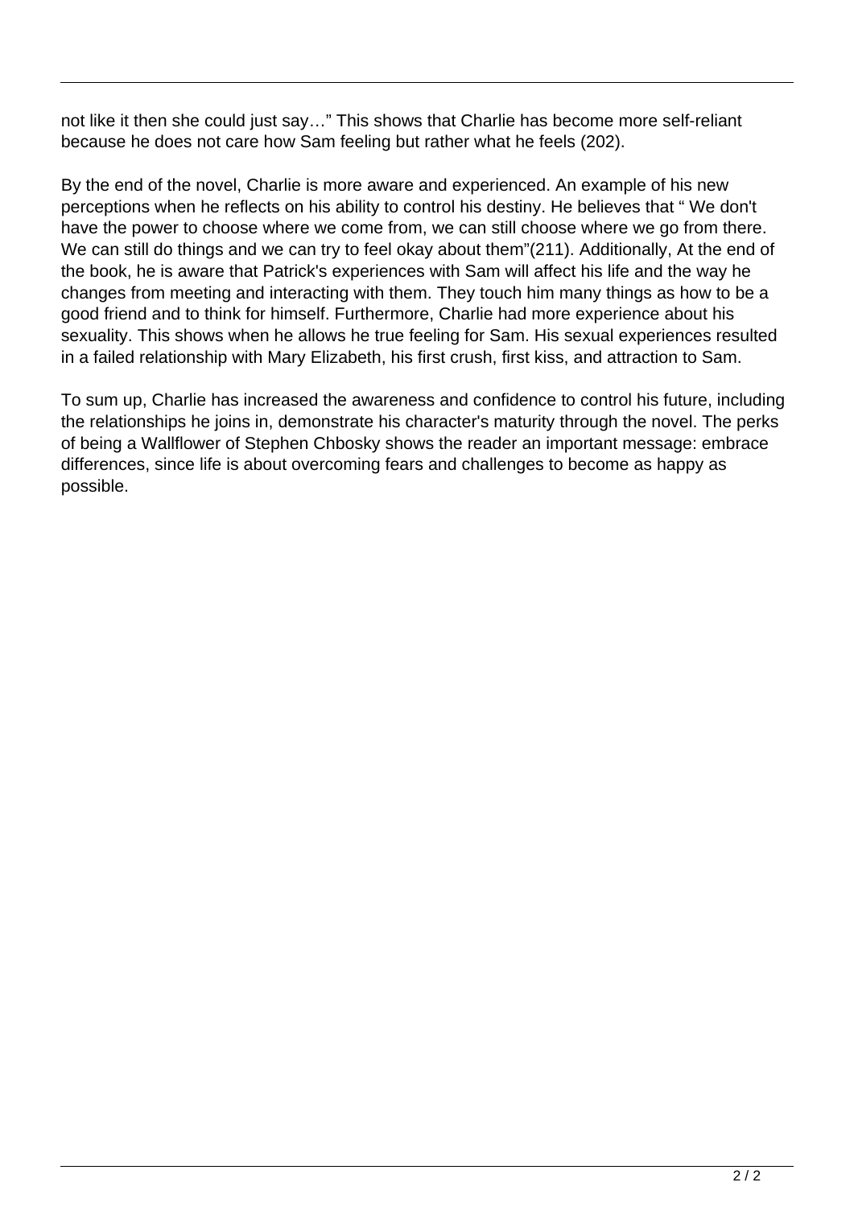not like it then she could just say…" This shows that Charlie has become more self-reliant because he does not care how Sam feeling but rather what he feels (202).

By the end of the novel, Charlie is more aware and experienced. An example of his new perceptions when he reflects on his ability to control his destiny. He believes that " We don't have the power to choose where we come from, we can still choose where we go from there. We can still do things and we can try to feel okay about them"(211). Additionally, At the end of the book, he is aware that Patrick's experiences with Sam will affect his life and the way he changes from meeting and interacting with them. They touch him many things as how to be a good friend and to think for himself. Furthermore, Charlie had more experience about his sexuality. This shows when he allows he true feeling for Sam. His sexual experiences resulted in a failed relationship with Mary Elizabeth, his first crush, first kiss, and attraction to Sam.

To sum up, Charlie has increased the awareness and confidence to control his future, including the relationships he joins in, demonstrate his character's maturity through the novel. The perks of being a Wallflower of Stephen Chbosky shows the reader an important message: embrace differences, since life is about overcoming fears and challenges to become as happy as possible.